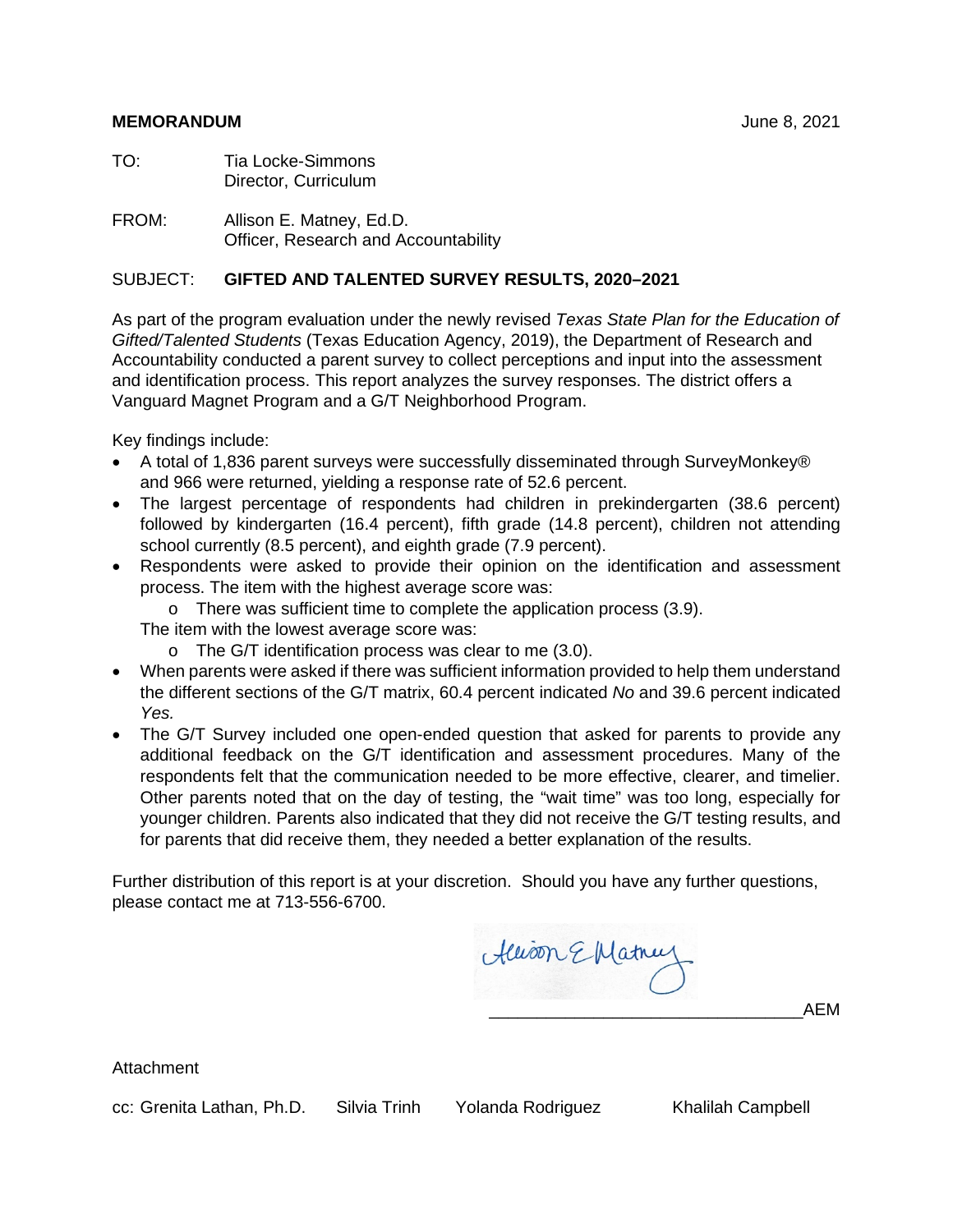**MEMORANDUM** June 8, 2021

TO: Tia Locke-Simmons
Director, Curriculum

FROM: Allison E. Matney, Ed.D.
Officer, Research and Accountability

SUBJECT: **GIFTED AND TALENTED SURVEY RESULTS, 2020–2021**

As part of the program evaluation under the newly revised *Texas State Plan for the Education of Gifted/Talented Students* (Texas Education Agency, 2019), the Department of Research and Accountability conducted a parent survey to collect perceptions and input into the assessment and identification process. This report analyzes the survey responses. The district offers a Vanguard Magnet Program and a G/T Neighborhood Program.

Key findings include:

- A total of 1,836 parent surveys were successfully disseminated through SurveyMonkey® and 966 were returned, yielding a response rate of 52.6 percent.
- The largest percentage of respondents had children in prekindergarten (38.6 percent) followed by kindergarten (16.4 percent), fifth grade (14.8 percent), children not attending school currently (8.5 percent), and eighth grade (7.9 percent).
- Respondents were asked to provide their opinion on the identification and assessment process. The item with the highest average score was:
  - There was sufficient time to complete the application process (3.9).

  The item with the lowest average score was:
  - The G/T identification process was clear to me (3.0).
- When parents were asked if there was sufficient information provided to help them understand the different sections of the G/T matrix, 60.4 percent indicated *No* and 39.6 percent indicated *Yes.*
- The G/T Survey included one open-ended question that asked for parents to provide any additional feedback on the G/T identification and assessment procedures. Many of the respondents felt that the communication needed to be more effective, clearer, and timelier. Other parents noted that on the day of testing, the "wait time" was too long, especially for younger children. Parents also indicated that they did not receive the G/T testing results, and for parents that did receive them, they needed a better explanation of the results.

Further distribution of this report is at your discretion. Should you have any further questions, please contact me at 713-556-6700.

Allison E Matney
_________________________________AEM

Attachment

cc: Grenita Lathan, Ph.D. Silvia Trinh Yolanda Rodriguez Khalilah Campbell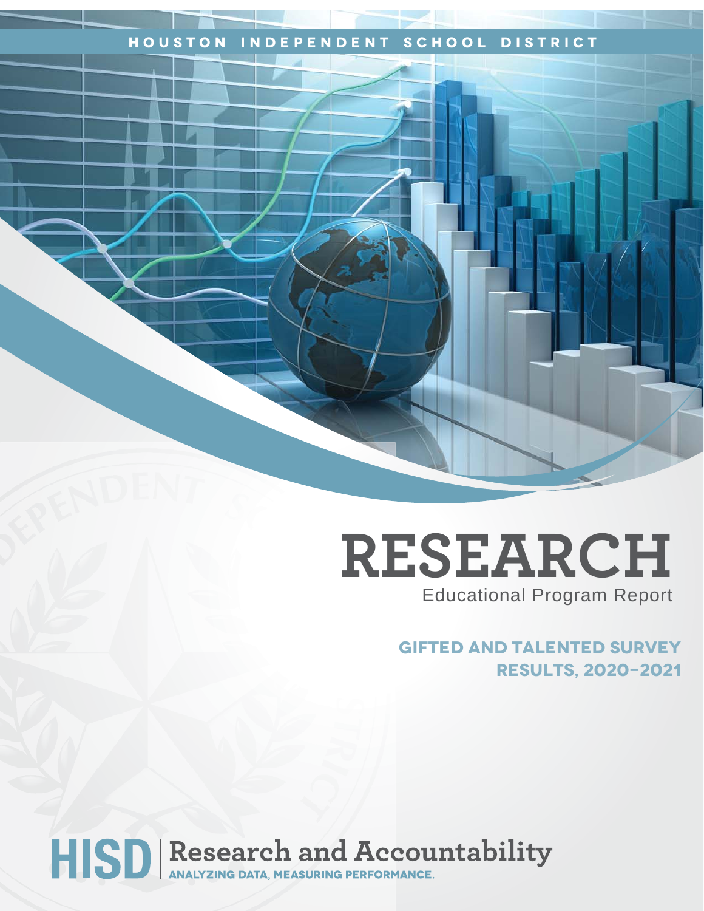HOUSTON INDEPENDENT SCHOOL DISTRICT

# RESEARCH

Educational Program Report

## GIFTED AND TALENTED SURVEY RESULTS, 2020–2021

HISD | Research and Accountability

ANALYZING DATA, MEASURING PERFORMANCE.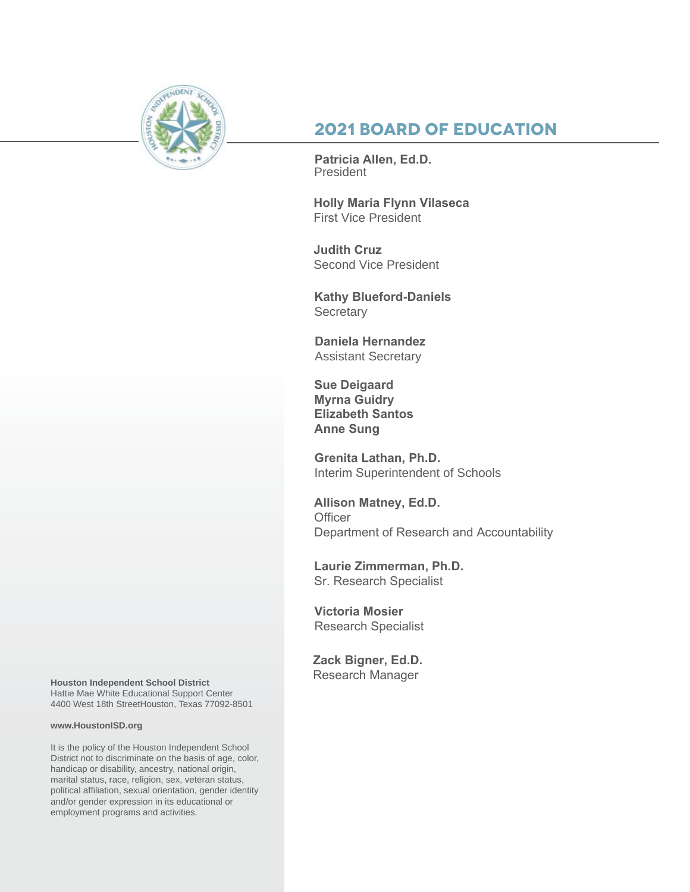## 2021 BOARD OF EDUCATION

**Patricia Allen, Ed.D.**
President

**Holly Maria Flynn Vilaseca**
First Vice President

**Judith Cruz**
Second Vice President

**Kathy Blueford-Daniels**
Secretary

**Daniela Hernandez**
Assistant Secretary

**Sue Deigaard**
**Myrna Guidry**
**Elizabeth Santos**
**Anne Sung**

**Grenita Lathan, Ph.D.**
Interim Superintendent of Schools

**Allison Matney, Ed.D.**
Officer
Department of Research and Accountability

**Laurie Zimmerman, Ph.D.**
Sr. Research Specialist

**Victoria Mosier**
Research Specialist

**Zack Bigner, Ed.D.**
Research Manager

**Houston Independent School District**
Hattie Mae White Educational Support Center
4400 West 18th StreetHouston, Texas 77092-8501

**www.HoustonISD.org**

It is the policy of the Houston Independent School District not to discriminate on the basis of age, color, handicap or disability, ancestry, national origin, marital status, race, religion, sex, veteran status, political affiliation, sexual orientation, gender identity and/or gender expression in its educational or employment programs and activities.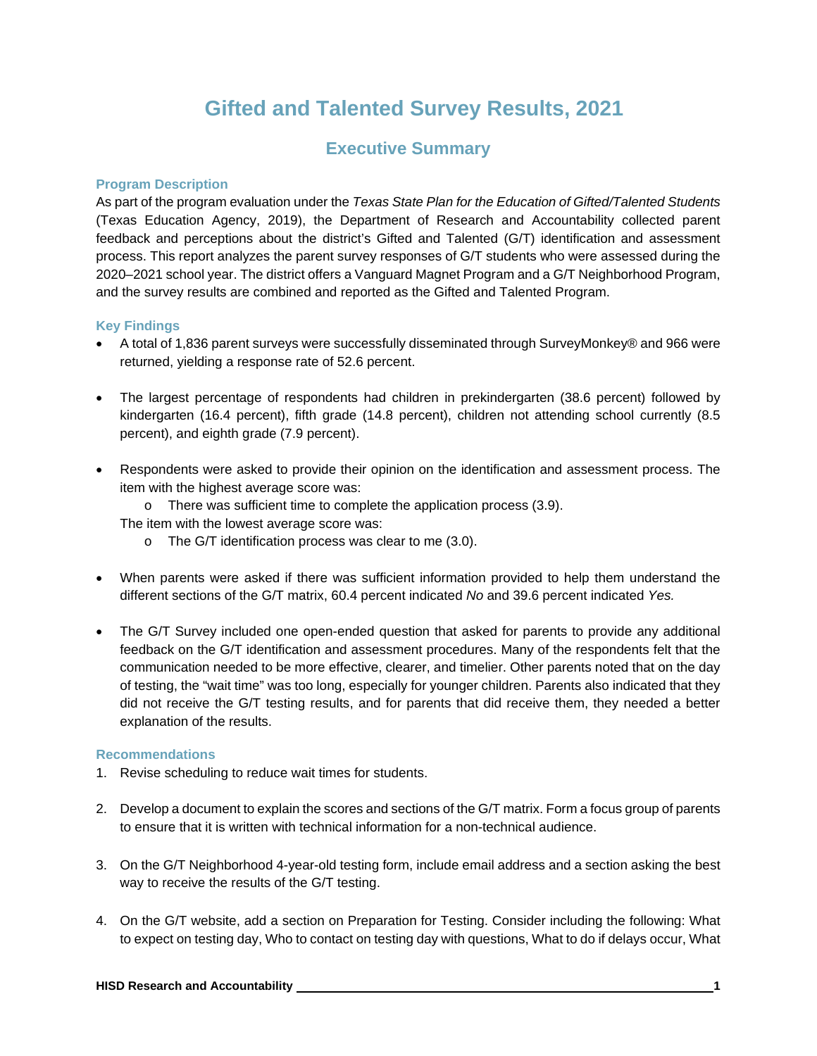# Gifted and Talented Survey Results, 2021

## Executive Summary

### Program Description

As part of the program evaluation under the *Texas State Plan for the Education of Gifted/Talented Students* (Texas Education Agency, 2019), the Department of Research and Accountability collected parent feedback and perceptions about the district's Gifted and Talented (G/T) identification and assessment process. This report analyzes the parent survey responses of G/T students who were assessed during the 2020–2021 school year. The district offers a Vanguard Magnet Program and a G/T Neighborhood Program, and the survey results are combined and reported as the Gifted and Talented Program.

### Key Findings

- A total of 1,836 parent surveys were successfully disseminated through SurveyMonkey® and 966 were returned, yielding a response rate of 52.6 percent.
- The largest percentage of respondents had children in prekindergarten (38.6 percent) followed by kindergarten (16.4 percent), fifth grade (14.8 percent), children not attending school currently (8.5 percent), and eighth grade (7.9 percent).
- Respondents were asked to provide their opinion on the identification and assessment process. The item with the highest average score was:
  - There was sufficient time to complete the application process (3.9).

  The item with the lowest average score was:
  - The G/T identification process was clear to me (3.0).
- When parents were asked if there was sufficient information provided to help them understand the different sections of the G/T matrix, 60.4 percent indicated *No* and 39.6 percent indicated *Yes.*
- The G/T Survey included one open-ended question that asked for parents to provide any additional feedback on the G/T identification and assessment procedures. Many of the respondents felt that the communication needed to be more effective, clearer, and timelier. Other parents noted that on the day of testing, the "wait time" was too long, especially for younger children. Parents also indicated that they did not receive the G/T testing results, and for parents that did receive them, they needed a better explanation of the results.

### Recommendations

1. Revise scheduling to reduce wait times for students.
2. Develop a document to explain the scores and sections of the G/T matrix. Form a focus group of parents to ensure that it is written with technical information for a non-technical audience.
3. On the G/T Neighborhood 4-year-old testing form, include email address and a section asking the best way to receive the results of the G/T testing.
4. On the G/T website, add a section on Preparation for Testing. Consider including the following: What to expect on testing day, Who to contact on testing day with questions, What to do if delays occur, What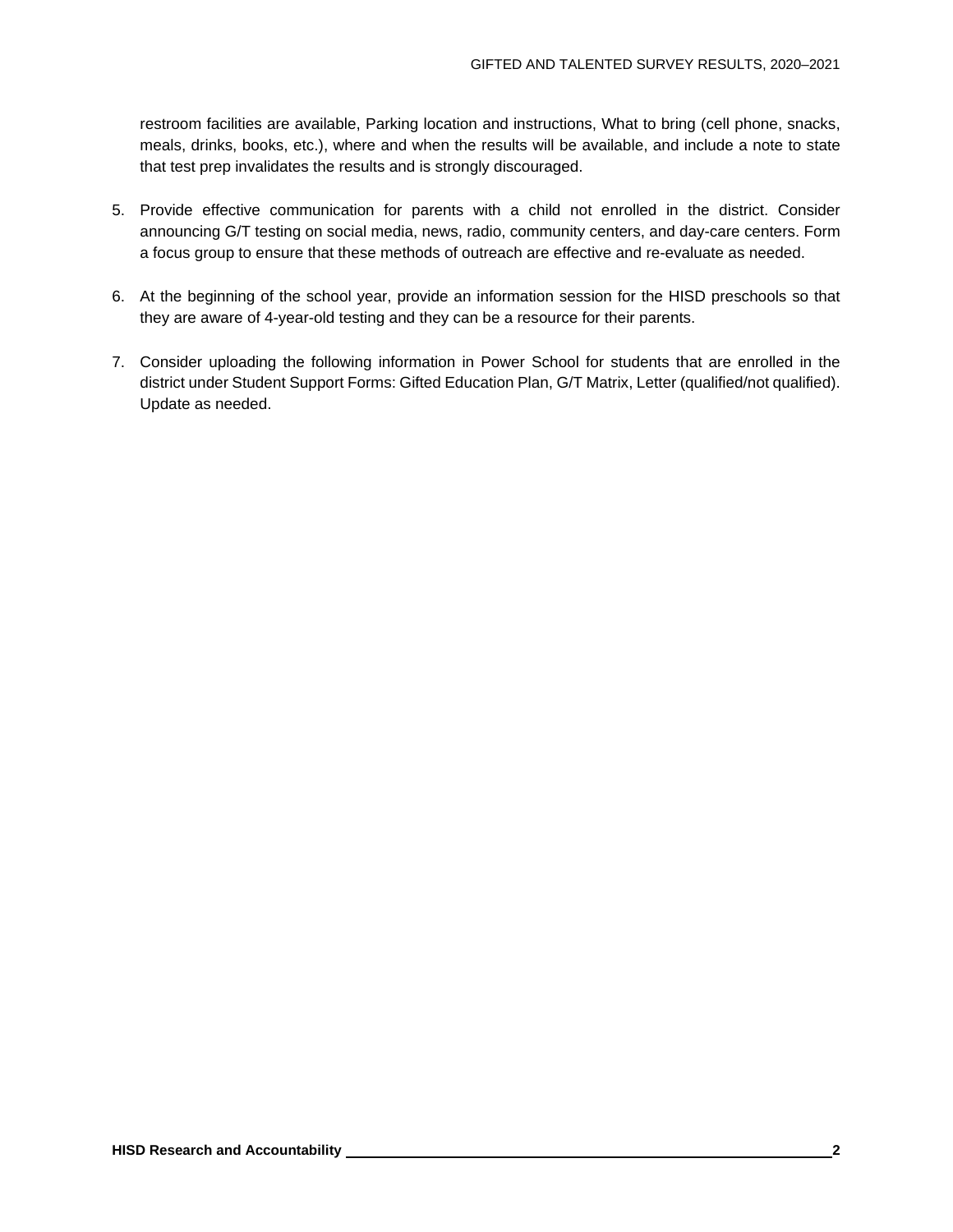restroom facilities are available, Parking location and instructions, What to bring (cell phone, snacks, meals, drinks, books, etc.), where and when the results will be available, and include a note to state that test prep invalidates the results and is strongly discouraged.

5. Provide effective communication for parents with a child not enrolled in the district. Consider announcing G/T testing on social media, news, radio, community centers, and day-care centers. Form a focus group to ensure that these methods of outreach are effective and re-evaluate as needed.

6. At the beginning of the school year, provide an information session for the HISD preschools so that they are aware of 4-year-old testing and they can be a resource for their parents.

7. Consider uploading the following information in Power School for students that are enrolled in the district under Student Support Forms: Gifted Education Plan, G/T Matrix, Letter (qualified/not qualified). Update as needed.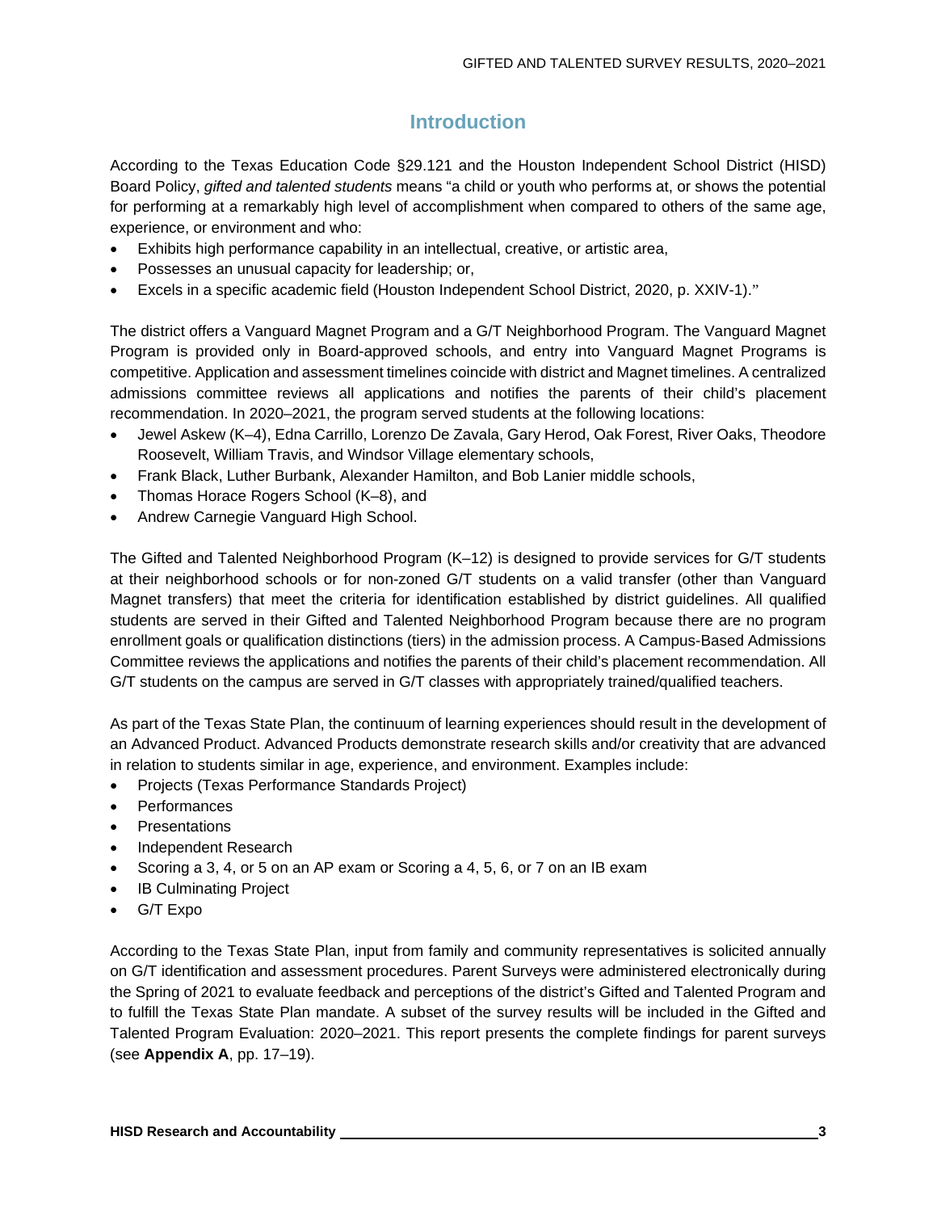## Introduction

According to the Texas Education Code §29.121 and the Houston Independent School District (HISD) Board Policy, *gifted and talented students* means "a child or youth who performs at, or shows the potential for performing at a remarkably high level of accomplishment when compared to others of the same age, experience, or environment and who:

- Exhibits high performance capability in an intellectual, creative, or artistic area,
- Possesses an unusual capacity for leadership; or,
- Excels in a specific academic field (Houston Independent School District, 2020, p. XXIV-1)."

The district offers a Vanguard Magnet Program and a G/T Neighborhood Program. The Vanguard Magnet Program is provided only in Board-approved schools, and entry into Vanguard Magnet Programs is competitive. Application and assessment timelines coincide with district and Magnet timelines. A centralized admissions committee reviews all applications and notifies the parents of their child's placement recommendation. In 2020–2021, the program served students at the following locations:

- Jewel Askew (K–4), Edna Carrillo, Lorenzo De Zavala, Gary Herod, Oak Forest, River Oaks, Theodore Roosevelt, William Travis, and Windsor Village elementary schools,
- Frank Black, Luther Burbank, Alexander Hamilton, and Bob Lanier middle schools,
- Thomas Horace Rogers School (K–8), and
- Andrew Carnegie Vanguard High School.

The Gifted and Talented Neighborhood Program (K–12) is designed to provide services for G/T students at their neighborhood schools or for non-zoned G/T students on a valid transfer (other than Vanguard Magnet transfers) that meet the criteria for identification established by district guidelines. All qualified students are served in their Gifted and Talented Neighborhood Program because there are no program enrollment goals or qualification distinctions (tiers) in the admission process. A Campus-Based Admissions Committee reviews the applications and notifies the parents of their child's placement recommendation. All G/T students on the campus are served in G/T classes with appropriately trained/qualified teachers.

As part of the Texas State Plan, the continuum of learning experiences should result in the development of an Advanced Product. Advanced Products demonstrate research skills and/or creativity that are advanced in relation to students similar in age, experience, and environment. Examples include:

- Projects (Texas Performance Standards Project)
- Performances
- Presentations
- Independent Research
- Scoring a 3, 4, or 5 on an AP exam or Scoring a 4, 5, 6, or 7 on an IB exam
- IB Culminating Project
- G/T Expo

According to the Texas State Plan, input from family and community representatives is solicited annually on G/T identification and assessment procedures. Parent Surveys were administered electronically during the Spring of 2021 to evaluate feedback and perceptions of the district's Gifted and Talented Program and to fulfill the Texas State Plan mandate. A subset of the survey results will be included in the Gifted and Talented Program Evaluation: 2020–2021. This report presents the complete findings for parent surveys (see **Appendix A**, pp. 17–19).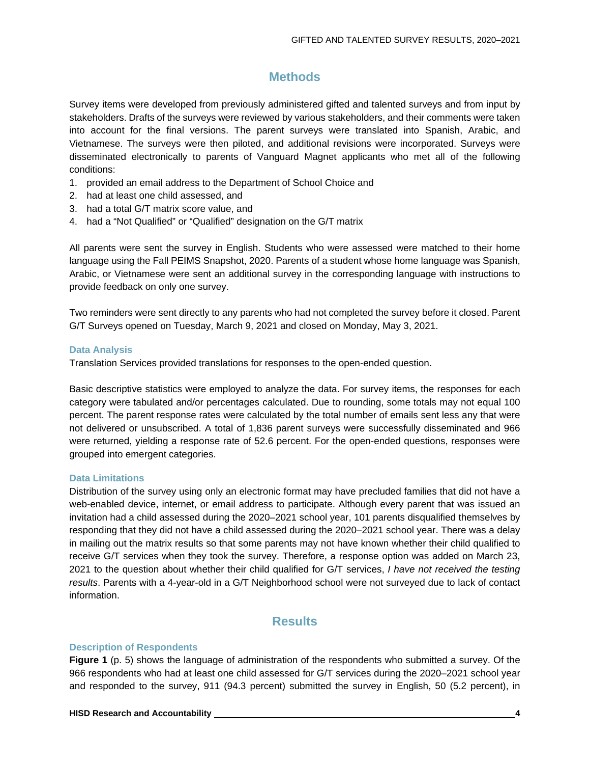## Methods

Survey items were developed from previously administered gifted and talented surveys and from input by stakeholders. Drafts of the surveys were reviewed by various stakeholders, and their comments were taken into account for the final versions. The parent surveys were translated into Spanish, Arabic, and Vietnamese. The surveys were then piloted, and additional revisions were incorporated. Surveys were disseminated electronically to parents of Vanguard Magnet applicants who met all of the following conditions:

1. provided an email address to the Department of School Choice and
2. had at least one child assessed, and
3. had a total G/T matrix score value, and
4. had a "Not Qualified" or "Qualified" designation on the G/T matrix

All parents were sent the survey in English. Students who were assessed were matched to their home language using the Fall PEIMS Snapshot, 2020. Parents of a student whose home language was Spanish, Arabic, or Vietnamese were sent an additional survey in the corresponding language with instructions to provide feedback on only one survey.

Two reminders were sent directly to any parents who had not completed the survey before it closed. Parent G/T Surveys opened on Tuesday, March 9, 2021 and closed on Monday, May 3, 2021.

### Data Analysis

Translation Services provided translations for responses to the open-ended question.

Basic descriptive statistics were employed to analyze the data. For survey items, the responses for each category were tabulated and/or percentages calculated. Due to rounding, some totals may not equal 100 percent. The parent response rates were calculated by the total number of emails sent less any that were not delivered or unsubscribed. A total of 1,836 parent surveys were successfully disseminated and 966 were returned, yielding a response rate of 52.6 percent. For the open-ended questions, responses were grouped into emergent categories.

### Data Limitations

Distribution of the survey using only an electronic format may have precluded families that did not have a web-enabled device, internet, or email address to participate. Although every parent that was issued an invitation had a child assessed during the 2020–2021 school year, 101 parents disqualified themselves by responding that they did not have a child assessed during the 2020–2021 school year. There was a delay in mailing out the matrix results so that some parents may not have known whether their child qualified to receive G/T services when they took the survey. Therefore, a response option was added on March 23, 2021 to the question about whether their child qualified for G/T services, *I have not received the testing results*. Parents with a 4-year-old in a G/T Neighborhood school were not surveyed due to lack of contact information.

## Results

### Description of Respondents

**Figure 1** (p. 5) shows the language of administration of the respondents who submitted a survey. Of the 966 respondents who had at least one child assessed for G/T services during the 2020–2021 school year and responded to the survey, 911 (94.3 percent) submitted the survey in English, 50 (5.2 percent), in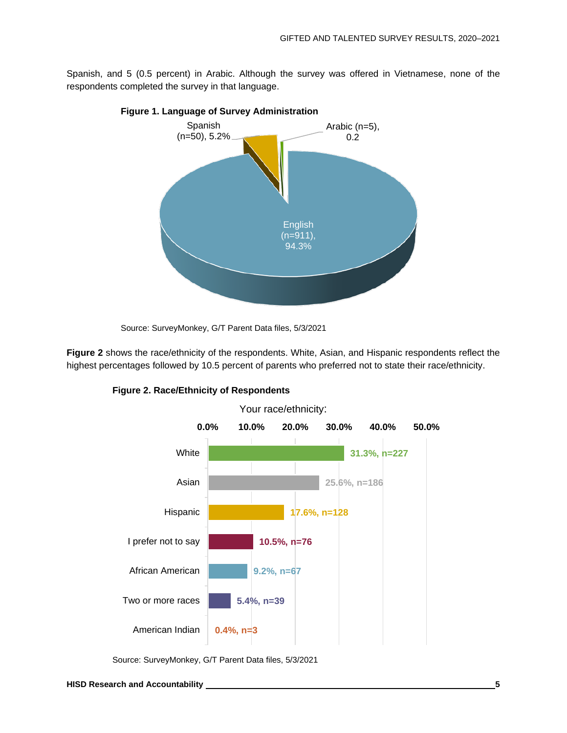Spanish, and 5 (0.5 percent) in Arabic. Although the survey was offered in Vietnamese, none of the respondents completed the survey in that language.

**Figure 1. Language of Survey Administration**

| Language | n | Percent |
|---|---|---|
| English | 911 | 94.3% |
| Spanish | 50 | 5.2% |
| Arabic | 5 | 0.2 |

Source: SurveyMonkey, G/T Parent Data files, 5/3/2021

**Figure 2** shows the race/ethnicity of the respondents. White, Asian, and Hispanic respondents reflect the highest percentages followed by 10.5 percent of parents who preferred not to state their race/ethnicity.

**Figure 2. Race/Ethnicity of Respondents**

Your race/ethnicity:

| Race/Ethnicity | Percent, n |
|---|---|
| White | 31.3%, n=227 |
| Asian | 25.6%, n=186 |
| Hispanic | 17.6%, n=128 |
| I prefer not to say | 10.5%, n=76 |
| African American | 9.2%, n=67 |
| Two or more races | 5.4%, n=39 |
| American Indian | 0.4%, n=3 |

Source: SurveyMonkey, G/T Parent Data files, 5/3/2021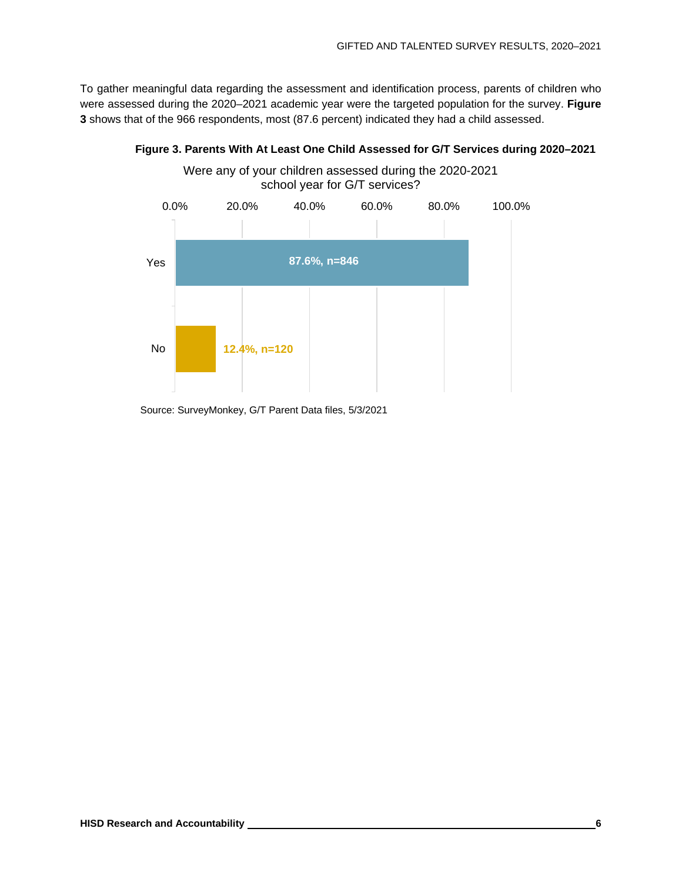To gather meaningful data regarding the assessment and identification process, parents of children who were assessed during the 2020–2021 academic year were the targeted population for the survey. **Figure 3** shows that of the 966 respondents, most (87.6 percent) indicated they had a child assessed.

**Figure 3. Parents With At Least One Child Assessed for G/T Services during 2020–2021**

Were any of your children assessed during the 2020-2021 school year for G/T services?

| Response | Percent, n |
|---|---|
| Yes | 87.6%, n=846 |
| No | 12.4%, n=120 |

Source: SurveyMonkey, G/T Parent Data files, 5/3/2021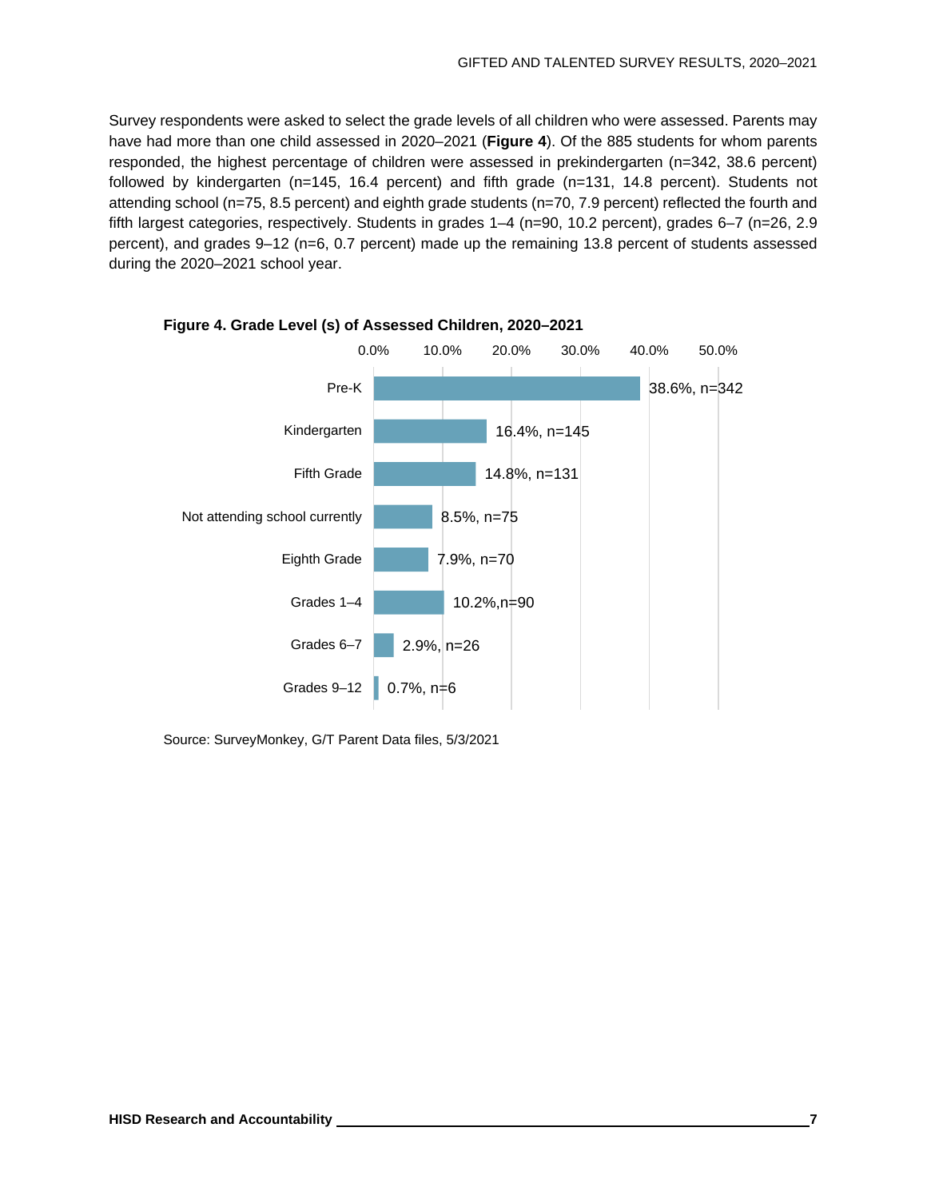Survey respondents were asked to select the grade levels of all children who were assessed. Parents may have had more than one child assessed in 2020–2021 (**Figure 4**). Of the 885 students for whom parents responded, the highest percentage of children were assessed in prekindergarten (n=342, 38.6 percent) followed by kindergarten (n=145, 16.4 percent) and fifth grade (n=131, 14.8 percent). Students not attending school (n=75, 8.5 percent) and eighth grade students (n=70, 7.9 percent) reflected the fourth and fifth largest categories, respectively. Students in grades 1–4 (n=90, 10.2 percent), grades 6–7 (n=26, 2.9 percent), and grades 9–12 (n=6, 0.7 percent) made up the remaining 13.8 percent of students assessed during the 2020–2021 school year.

**Figure 4. Grade Level (s) of Assessed Children, 2020–2021**

| Grade Level | Percent, n |
| --- | --- |
| Pre-K | 38.6%, n=342 |
| Kindergarten | 16.4%, n=145 |
| Fifth Grade | 14.8%, n=131 |
| Not attending school currently | 8.5%, n=75 |
| Eighth Grade | 7.9%, n=70 |
| Grades 1–4 | 10.2%,n=90 |
| Grades 6–7 | 2.9%, n=26 |
| Grades 9–12 | 0.7%, n=6 |

Source: SurveyMonkey, G/T Parent Data files, 5/3/2021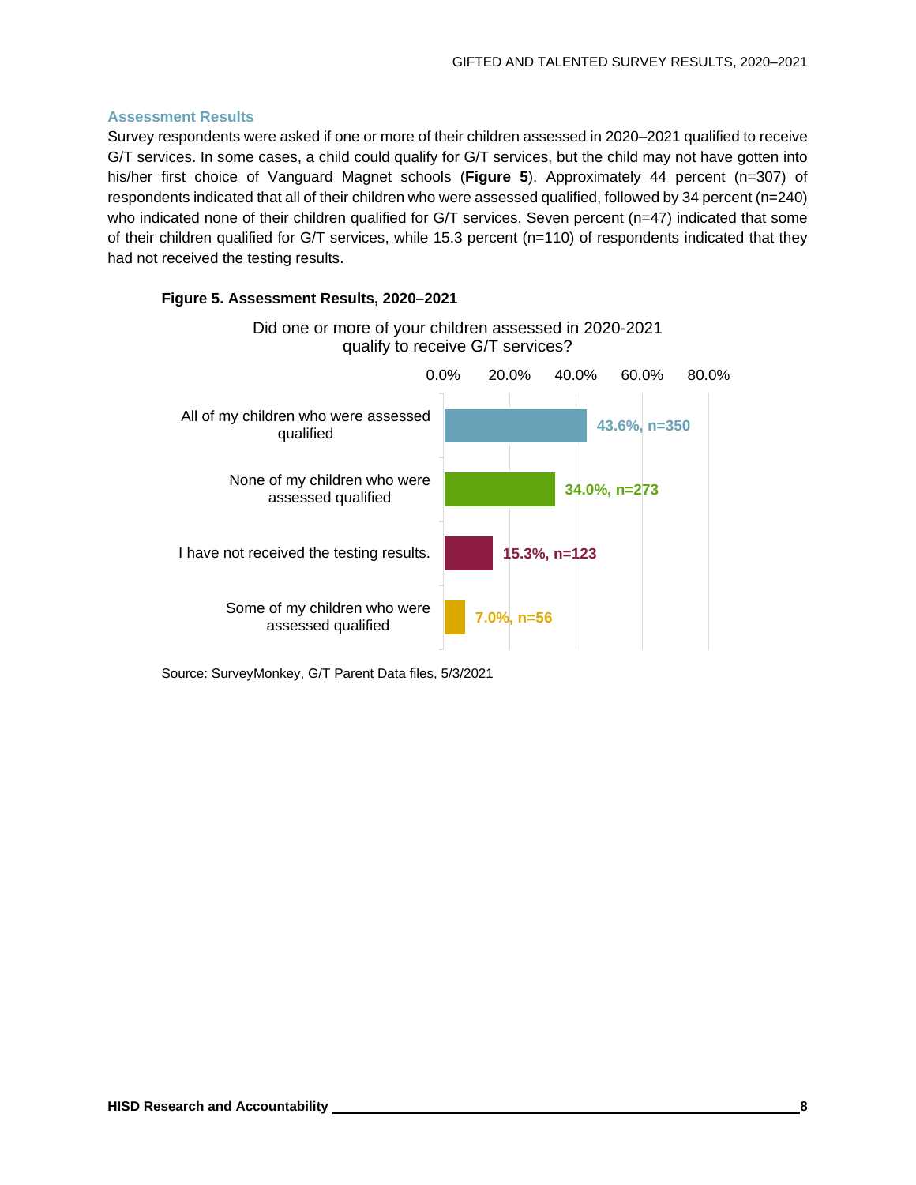### Assessment Results

Survey respondents were asked if one or more of their children assessed in 2020–2021 qualified to receive G/T services. In some cases, a child could qualify for G/T services, but the child may not have gotten into his/her first choice of Vanguard Magnet schools (**Figure 5**). Approximately 44 percent (n=307) of respondents indicated that all of their children who were assessed qualified, followed by 34 percent (n=240) who indicated none of their children qualified for G/T services. Seven percent (n=47) indicated that some of their children qualified for G/T services, while 15.3 percent (n=110) of respondents indicated that they had not received the testing results.

**Figure 5. Assessment Results, 2020–2021**

Did one or more of your children assessed in 2020-2021 qualify to receive G/T services?

| Response | Percent, n |
| --- | --- |
| All of my children who were assessed qualified | 43.6%, n=350 |
| None of my children who were assessed qualified | 34.0%, n=273 |
| I have not received the testing results. | 15.3%, n=123 |
| Some of my children who were assessed qualified | 7.0%, n=56 |

Source: SurveyMonkey, G/T Parent Data files, 5/3/2021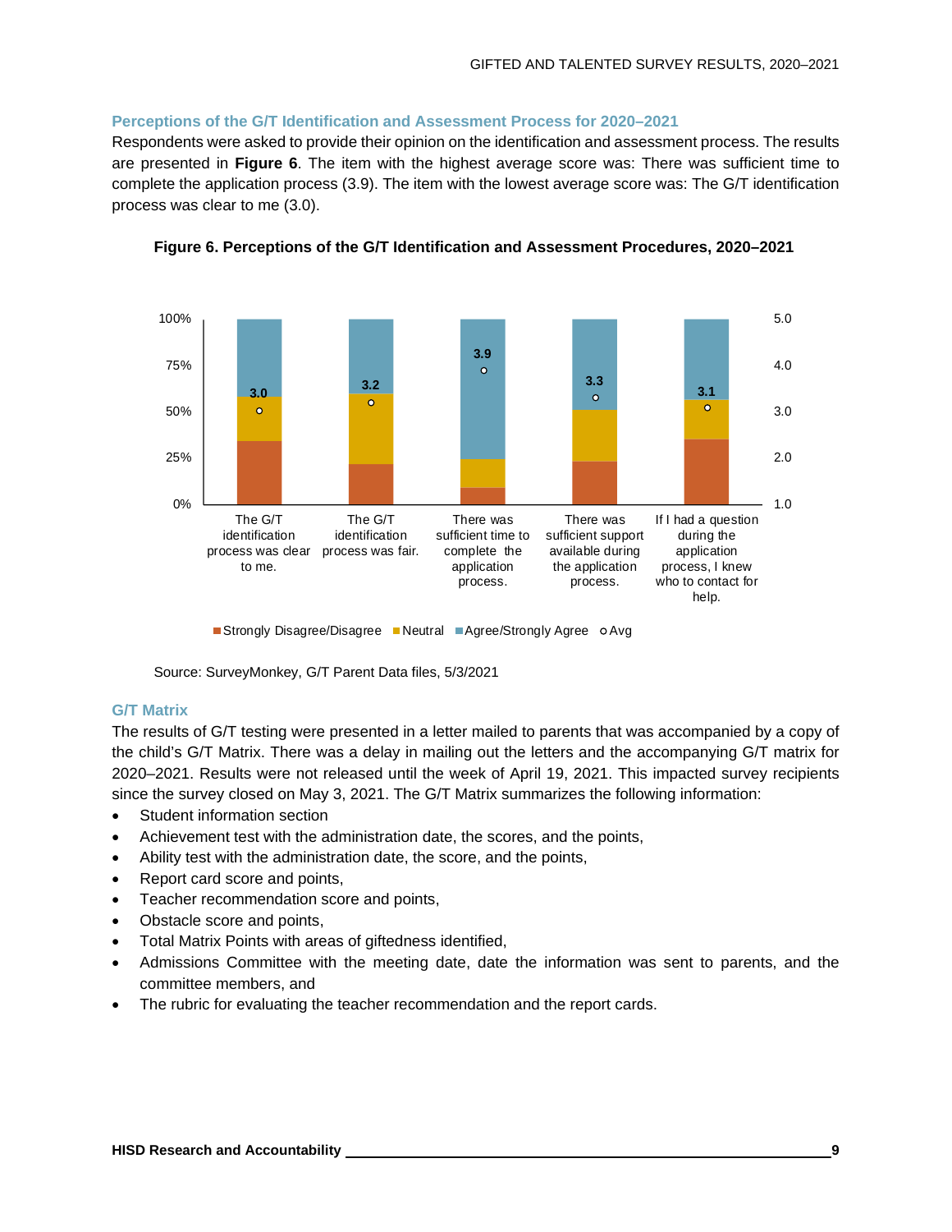## Perceptions of the G/T Identification and Assessment Process for 2020–2021

Respondents were asked to provide their opinion on the identification and assessment process. The results are presented in **Figure 6**. The item with the highest average score was: There was sufficient time to complete the application process (3.9). The item with the lowest average score was: The G/T identification process was clear to me (3.0).

**Figure 6. Perceptions of the G/T Identification and Assessment Procedures, 2020–2021**

| Item | Avg |
|---|---|
| The G/T identification process was clear to me. | 3.0 |
| The G/T identification process was fair. | 3.2 |
| There was sufficient time to complete the application process. | 3.9 |
| There was sufficient support available during the application process. | 3.3 |
| If I had a question during the application process, I knew who to contact for help. | 3.1 |

Strongly Disagree/Disagree | Neutral | Agree/Strongly Agree | Avg

Source: SurveyMonkey, G/T Parent Data files, 5/3/2021

## G/T Matrix

The results of G/T testing were presented in a letter mailed to parents that was accompanied by a copy of the child's G/T Matrix. There was a delay in mailing out the letters and the accompanying G/T matrix for 2020–2021. Results were not released until the week of April 19, 2021. This impacted survey recipients since the survey closed on May 3, 2021. The G/T Matrix summarizes the following information:

- Student information section
- Achievement test with the administration date, the scores, and the points,
- Ability test with the administration date, the score, and the points,
- Report card score and points,
- Teacher recommendation score and points,
- Obstacle score and points,
- Total Matrix Points with areas of giftedness identified,
- Admissions Committee with the meeting date, date the information was sent to parents, and the committee members, and
- The rubric for evaluating the teacher recommendation and the report cards.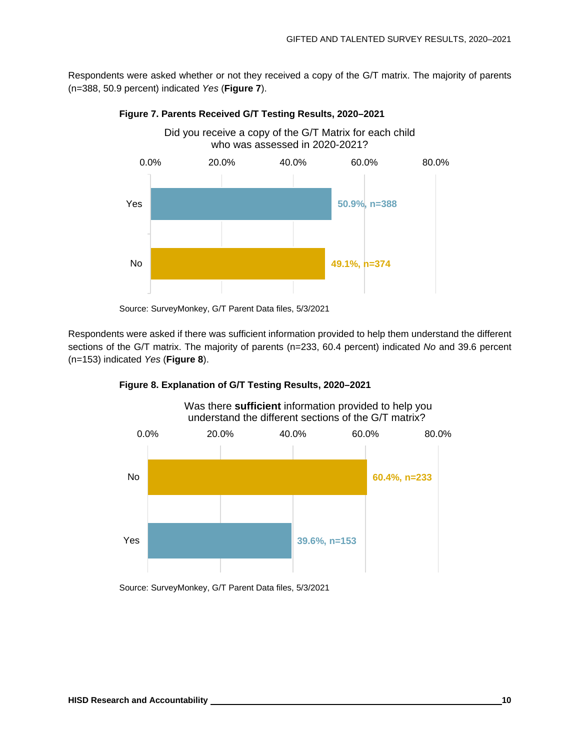Respondents were asked whether or not they received a copy of the G/T matrix. The majority of parents (n=388, 50.9 percent) indicated *Yes* (**Figure 7**).

**Figure 7. Parents Received G/T Testing Results, 2020–2021**

Did you receive a copy of the G/T Matrix for each child who was assessed in 2020-2021?

| Response | Percent | n |
|---|---|---|
| Yes | 50.9% | 388 |
| No | 49.1% | 374 |

Source: SurveyMonkey, G/T Parent Data files, 5/3/2021

Respondents were asked if there was sufficient information provided to help them understand the different sections of the G/T matrix. The majority of parents (n=233, 60.4 percent) indicated *No* and 39.6 percent (n=153) indicated *Yes* (**Figure 8**).

**Figure 8. Explanation of G/T Testing Results, 2020–2021**

Was there **sufficient** information provided to help you understand the different sections of the G/T matrix?

| Response | Percent | n |
|---|---|---|
| No | 60.4% | 233 |
| Yes | 39.6% | 153 |

Source: SurveyMonkey, G/T Parent Data files, 5/3/2021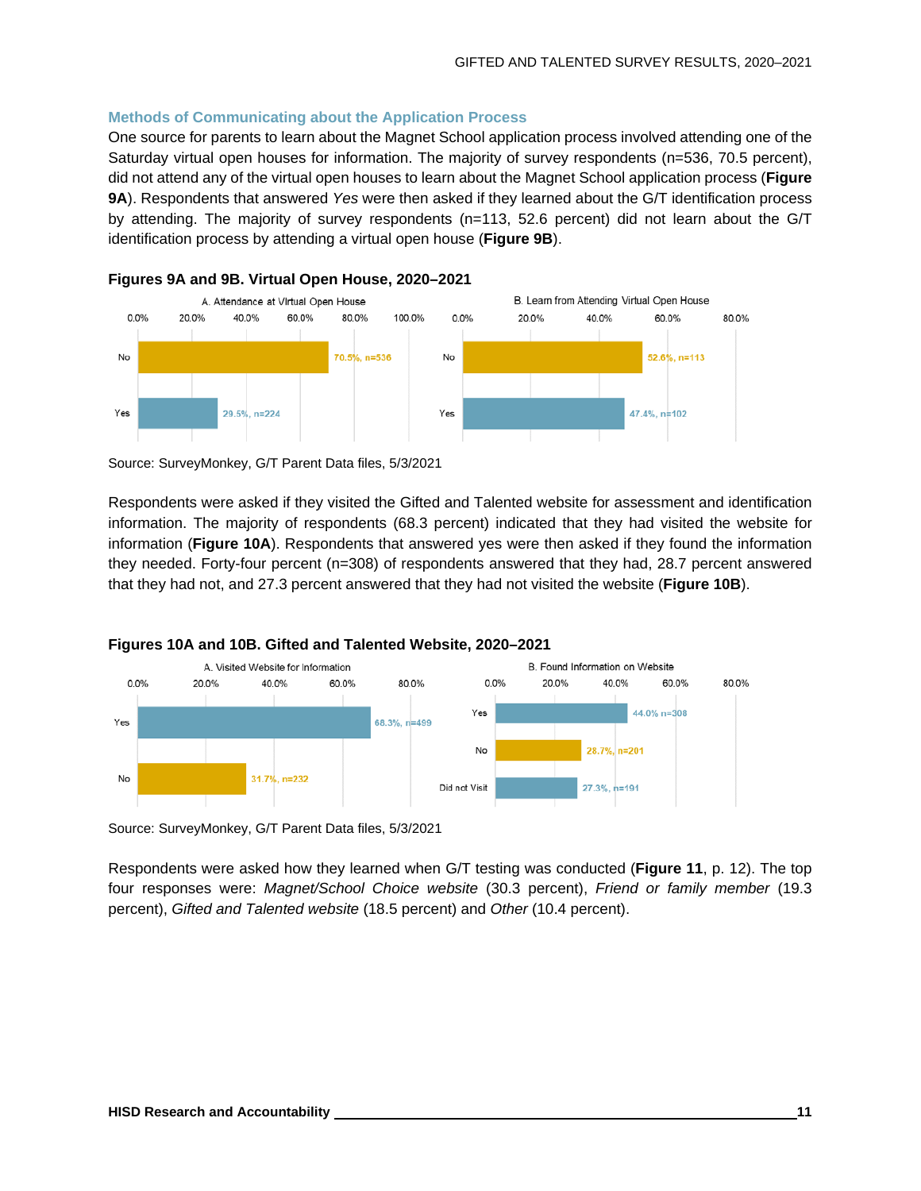### Methods of Communicating about the Application Process

One source for parents to learn about the Magnet School application process involved attending one of the Saturday virtual open houses for information. The majority of survey respondents (n=536, 70.5 percent), did not attend any of the virtual open houses to learn about the Magnet School application process (**Figure 9A**). Respondents that answered *Yes* were then asked if they learned about the G/T identification process by attending. The majority of survey respondents (n=113, 52.6 percent) did not learn about the G/T identification process by attending a virtual open house (**Figure 9B**).

**Figures 9A and 9B. Virtual Open House, 2020–2021**

A. Attendance at Virtual Open House

| Response | Percent |
| --- | --- |
| No | 70.5%, n=536 |
| Yes | 29.5%, n=224 |

B. Learn from Attending Virtual Open House

| Response | Percent |
| --- | --- |
| No | 52.6%, n=113 |
| Yes | 47.4%, n=102 |

Source: SurveyMonkey, G/T Parent Data files, 5/3/2021

Respondents were asked if they visited the Gifted and Talented website for assessment and identification information. The majority of respondents (68.3 percent) indicated that they had visited the website for information (**Figure 10A**). Respondents that answered yes were then asked if they found the information they needed. Forty-four percent (n=308) of respondents answered that they had, 28.7 percent answered that they had not, and 27.3 percent answered that they had not visited the website (**Figure 10B**).

**Figures 10A and 10B. Gifted and Talented Website, 2020–2021**

A. Visited Website for Information

| Response | Percent |
| --- | --- |
| Yes | 68.3%, n=499 |
| No | 31.7%, n=232 |

B. Found Information on Website

| Response | Percent |
| --- | --- |
| Yes | 44.0% n=308 |
| No | 28.7%, n=201 |
| Did not Visit | 27.3%, n=191 |

Source: SurveyMonkey, G/T Parent Data files, 5/3/2021

Respondents were asked how they learned when G/T testing was conducted (**Figure 11**, p. 12). The top four responses were: *Magnet/School Choice website* (30.3 percent), *Friend or family member* (19.3 percent), *Gifted and Talented website* (18.5 percent) and *Other* (10.4 percent).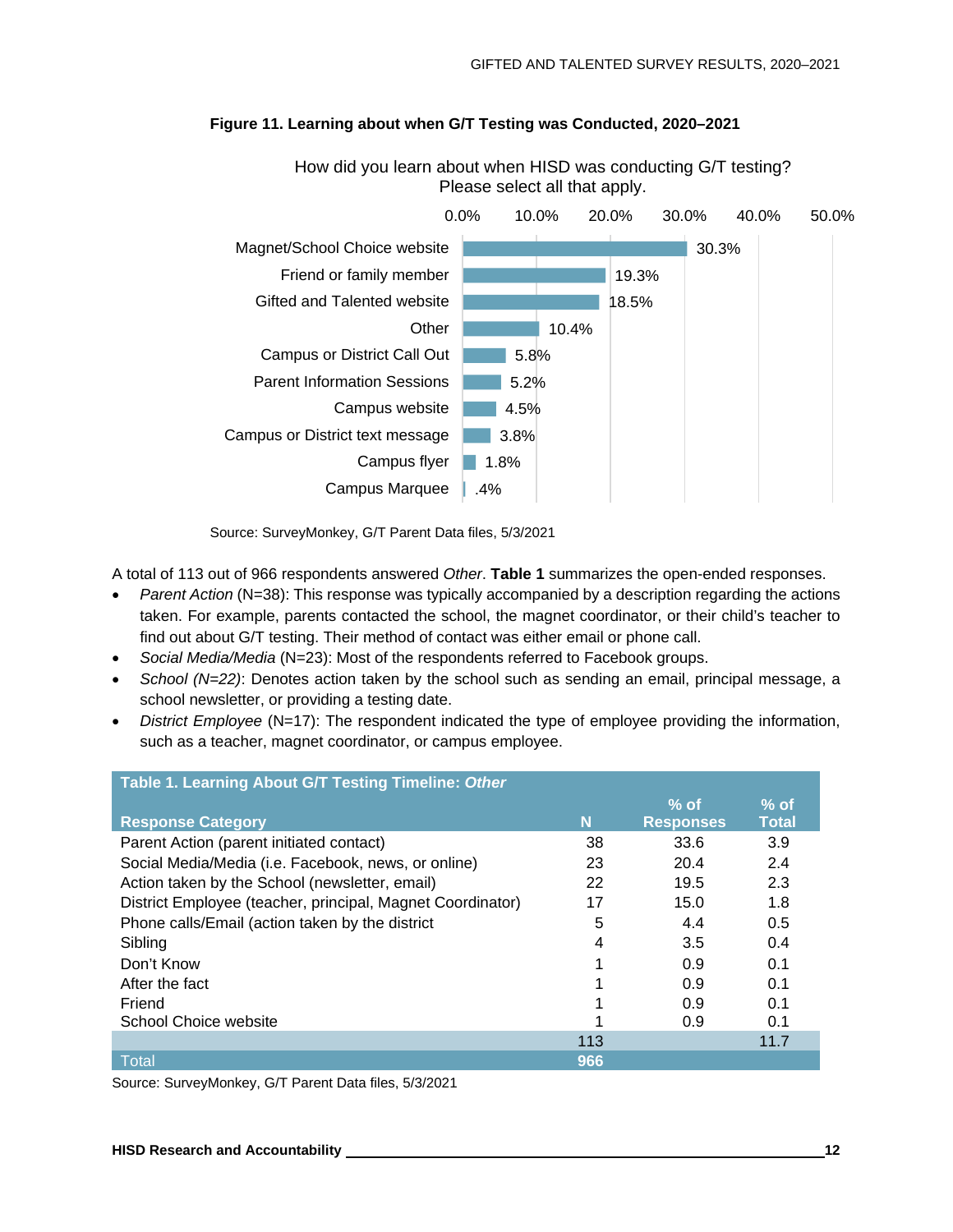**Figure 11. Learning about when G/T Testing was Conducted, 2020–2021**

How did you learn about when HISD was conducting G/T testing? Please select all that apply.

| Response | Percent |
|---|---|
| Magnet/School Choice website | 30.3% |
| Friend or family member | 19.3% |
| Gifted and Talented website | 18.5% |
| Other | 10.4% |
| Campus or District Call Out | 5.8% |
| Parent Information Sessions | 5.2% |
| Campus website | 4.5% |
| Campus or District text message | 3.8% |
| Campus flyer | 1.8% |
| Campus Marquee | .4% |

Source: SurveyMonkey, G/T Parent Data files, 5/3/2021

A total of 113 out of 966 respondents answered *Other*. **Table 1** summarizes the open-ended responses.

- *Parent Action* (N=38): This response was typically accompanied by a description regarding the actions taken. For example, parents contacted the school, the magnet coordinator, or their child's teacher to find out about G/T testing. Their method of contact was either email or phone call.
- *Social Media/Media* (N=23): Most of the respondents referred to Facebook groups.
- *School (N=22)*: Denotes action taken by the school such as sending an email, principal message, a school newsletter, or providing a testing date.
- *District Employee* (N=17): The respondent indicated the type of employee providing the information, such as a teacher, magnet coordinator, or campus employee.

**Table 1. Learning About G/T Testing Timeline: *Other***

| Response Category | N | % of Responses | % of Total |
|---|---|---|---|
| Parent Action (parent initiated contact) | 38 | 33.6 | 3.9 |
| Social Media/Media (i.e. Facebook, news, or online) | 23 | 20.4 | 2.4 |
| Action taken by the School (newsletter, email) | 22 | 19.5 | 2.3 |
| District Employee (teacher, principal, Magnet Coordinator) | 17 | 15.0 | 1.8 |
| Phone calls/Email (action taken by the district | 5 | 4.4 | 0.5 |
| Sibling | 4 | 3.5 | 0.4 |
| Don't Know | 1 | 0.9 | 0.1 |
| After the fact | 1 | 0.9 | 0.1 |
| Friend | 1 | 0.9 | 0.1 |
| School Choice website | 1 | 0.9 | 0.1 |
| | 113 | | 11.7 |
| Total | 966 | | |

Source: SurveyMonkey, G/T Parent Data files, 5/3/2021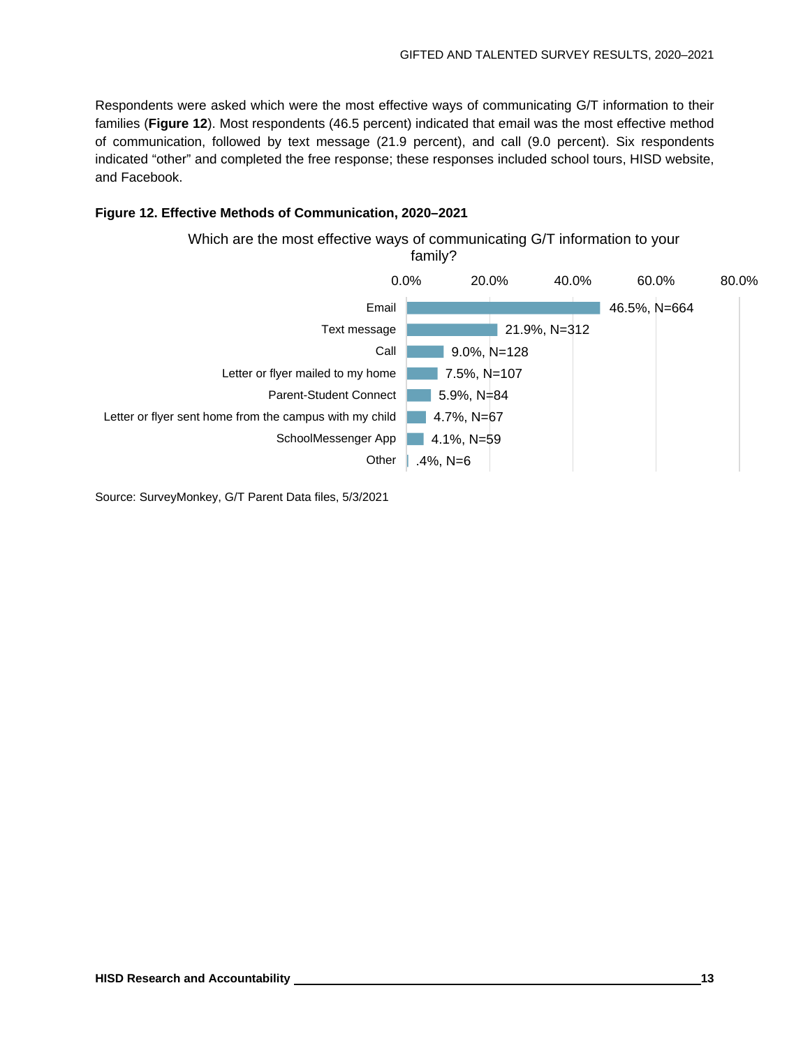Respondents were asked which were the most effective ways of communicating G/T information to their families (**Figure 12**). Most respondents (46.5 percent) indicated that email was the most effective method of communication, followed by text message (21.9 percent), and call (9.0 percent). Six respondents indicated "other" and completed the free response; these responses included school tours, HISD website, and Facebook.

**Figure 12. Effective Methods of Communication, 2020–2021**

Which are the most effective ways of communicating G/T information to your family?

| Method | Percent, N |
|---|---|
| Email | 46.5%, N=664 |
| Text message | 21.9%, N=312 |
| Call | 9.0%, N=128 |
| Letter or flyer mailed to my home | 7.5%, N=107 |
| Parent-Student Connect | 5.9%, N=84 |
| Letter or flyer sent home from the campus with my child | 4.7%, N=67 |
| SchoolMessenger App | 4.1%, N=59 |
| Other | .4%, N=6 |

Source: SurveyMonkey, G/T Parent Data files, 5/3/2021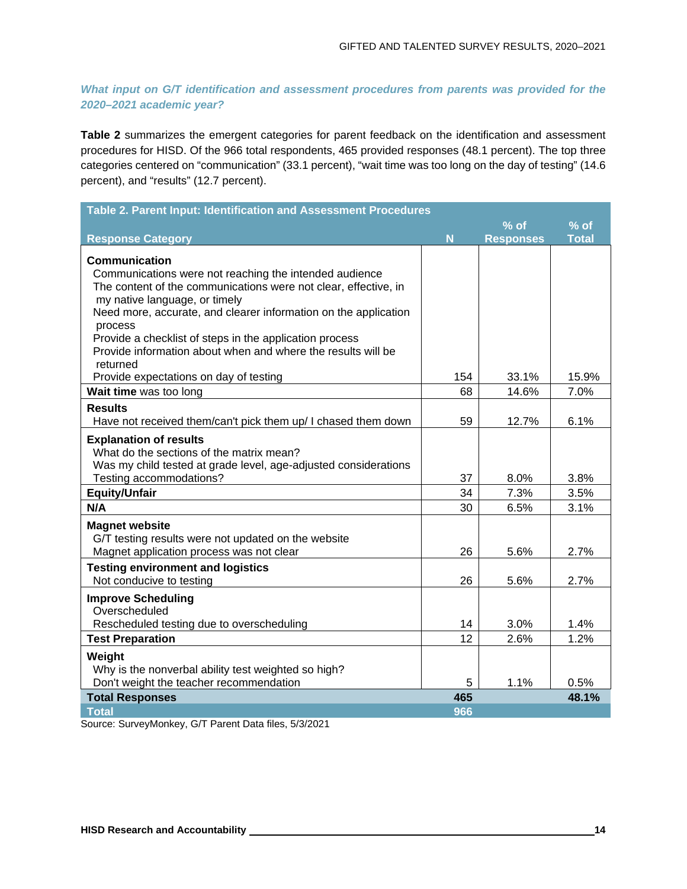### *What input on G/T identification and assessment procedures from parents was provided for the 2020–2021 academic year?*

**Table 2** summarizes the emergent categories for parent feedback on the identification and assessment procedures for HISD. Of the 966 total respondents, 465 provided responses (48.1 percent). The top three categories centered on "communication" (33.1 percent), "wait time was too long on the day of testing" (14.6 percent), and "results" (12.7 percent).

| **Table 2. Parent Input: Identification and Assessment Procedures** | | | |
|---|---|---|---|
| **Response Category** | **N** | **% of Responses** | **% of Total** |
| **Communication**<br>Communications were not reaching the intended audience<br>The content of the communications were not clear, effective, in my native language, or timely<br>Need more, accurate, and clearer information on the application process<br>Provide a checklist of steps in the application process<br>Provide information about when and where the results will be returned<br>Provide expectations on day of testing | 154 | 33.1% | 15.9% |
| **Wait time** was too long | 68 | 14.6% | 7.0% |
| **Results**<br>Have not received them/can't pick them up/ I chased them down | 59 | 12.7% | 6.1% |
| **Explanation of results**<br>What do the sections of the matrix mean?<br>Was my child tested at grade level, age-adjusted considerations<br>Testing accommodations? | 37 | 8.0% | 3.8% |
| **Equity/Unfair** | 34 | 7.3% | 3.5% |
| **N/A** | 30 | 6.5% | 3.1% |
| **Magnet website**<br>G/T testing results were not updated on the website<br>Magnet application process was not clear | 26 | 5.6% | 2.7% |
| **Testing environment and logistics**<br>Not conducive to testing | 26 | 5.6% | 2.7% |
| **Improve Scheduling**<br>Overscheduled<br>Rescheduled testing due to overscheduling | 14 | 3.0% | 1.4% |
| **Test Preparation** | 12 | 2.6% | 1.2% |
| **Weight**<br>Why is the nonverbal ability test weighted so high?<br>Don't weight the teacher recommendation | 5 | 1.1% | 0.5% |
| **Total Responses** | **465** | | **48.1%** |
| **Total** | **966** | | |

Source: SurveyMonkey, G/T Parent Data files, 5/3/2021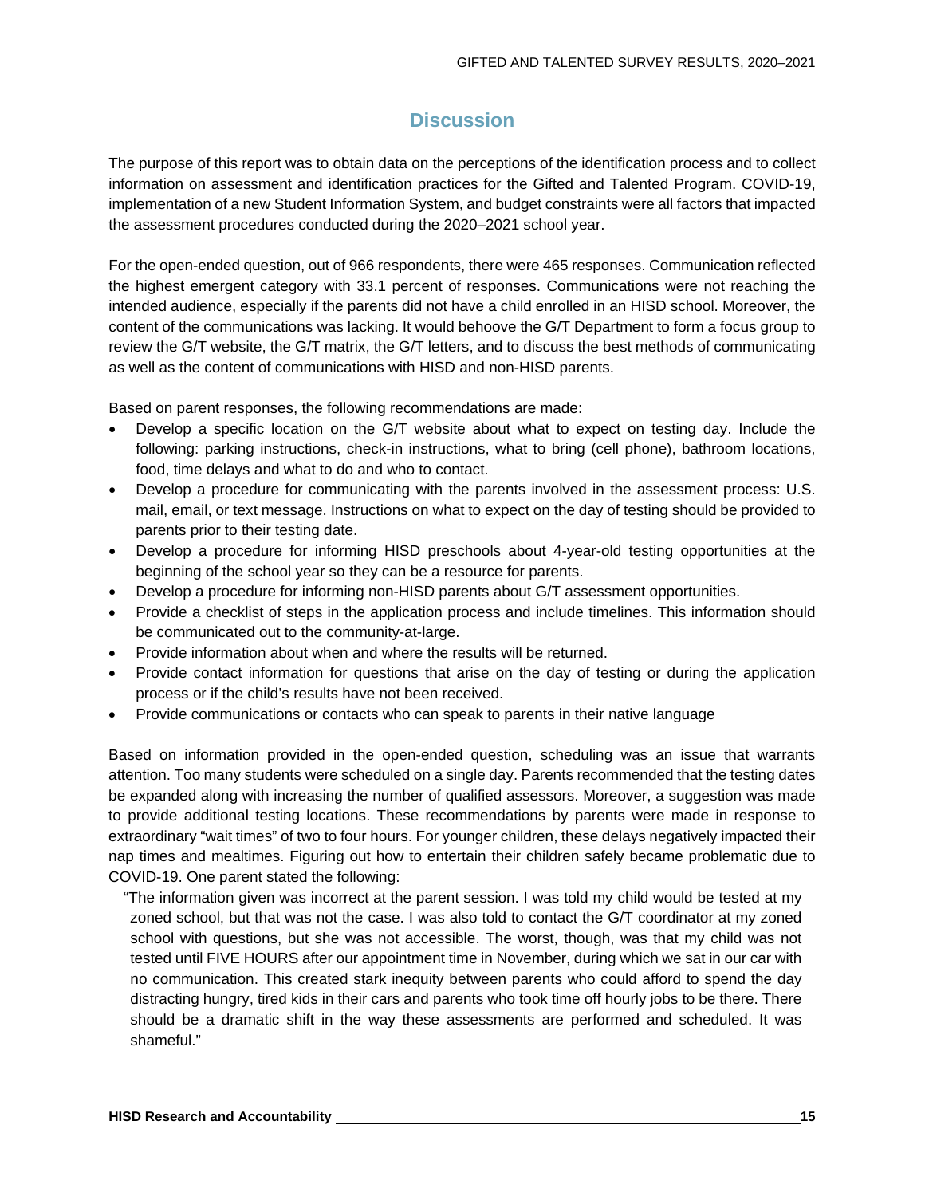## Discussion

The purpose of this report was to obtain data on the perceptions of the identification process and to collect information on assessment and identification practices for the Gifted and Talented Program. COVID-19, implementation of a new Student Information System, and budget constraints were all factors that impacted the assessment procedures conducted during the 2020–2021 school year.

For the open-ended question, out of 966 respondents, there were 465 responses. Communication reflected the highest emergent category with 33.1 percent of responses. Communications were not reaching the intended audience, especially if the parents did not have a child enrolled in an HISD school. Moreover, the content of the communications was lacking. It would behoove the G/T Department to form a focus group to review the G/T website, the G/T matrix, the G/T letters, and to discuss the best methods of communicating as well as the content of communications with HISD and non-HISD parents.

Based on parent responses, the following recommendations are made:

- Develop a specific location on the G/T website about what to expect on testing day. Include the following: parking instructions, check-in instructions, what to bring (cell phone), bathroom locations, food, time delays and what to do and who to contact.
- Develop a procedure for communicating with the parents involved in the assessment process: U.S. mail, email, or text message. Instructions on what to expect on the day of testing should be provided to parents prior to their testing date.
- Develop a procedure for informing HISD preschools about 4-year-old testing opportunities at the beginning of the school year so they can be a resource for parents.
- Develop a procedure for informing non-HISD parents about G/T assessment opportunities.
- Provide a checklist of steps in the application process and include timelines. This information should be communicated out to the community-at-large.
- Provide information about when and where the results will be returned.
- Provide contact information for questions that arise on the day of testing or during the application process or if the child's results have not been received.
- Provide communications or contacts who can speak to parents in their native language

Based on information provided in the open-ended question, scheduling was an issue that warrants attention. Too many students were scheduled on a single day. Parents recommended that the testing dates be expanded along with increasing the number of qualified assessors. Moreover, a suggestion was made to provide additional testing locations. These recommendations by parents were made in response to extraordinary "wait times" of two to four hours. For younger children, these delays negatively impacted their nap times and mealtimes. Figuring out how to entertain their children safely became problematic due to COVID-19. One parent stated the following:

> "The information given was incorrect at the parent session. I was told my child would be tested at my zoned school, but that was not the case. I was also told to contact the G/T coordinator at my zoned school with questions, but she was not accessible. The worst, though, was that my child was not tested until FIVE HOURS after our appointment time in November, during which we sat in our car with no communication. This created stark inequity between parents who could afford to spend the day distracting hungry, tired kids in their cars and parents who took time off hourly jobs to be there. There should be a dramatic shift in the way these assessments are performed and scheduled. It was shameful."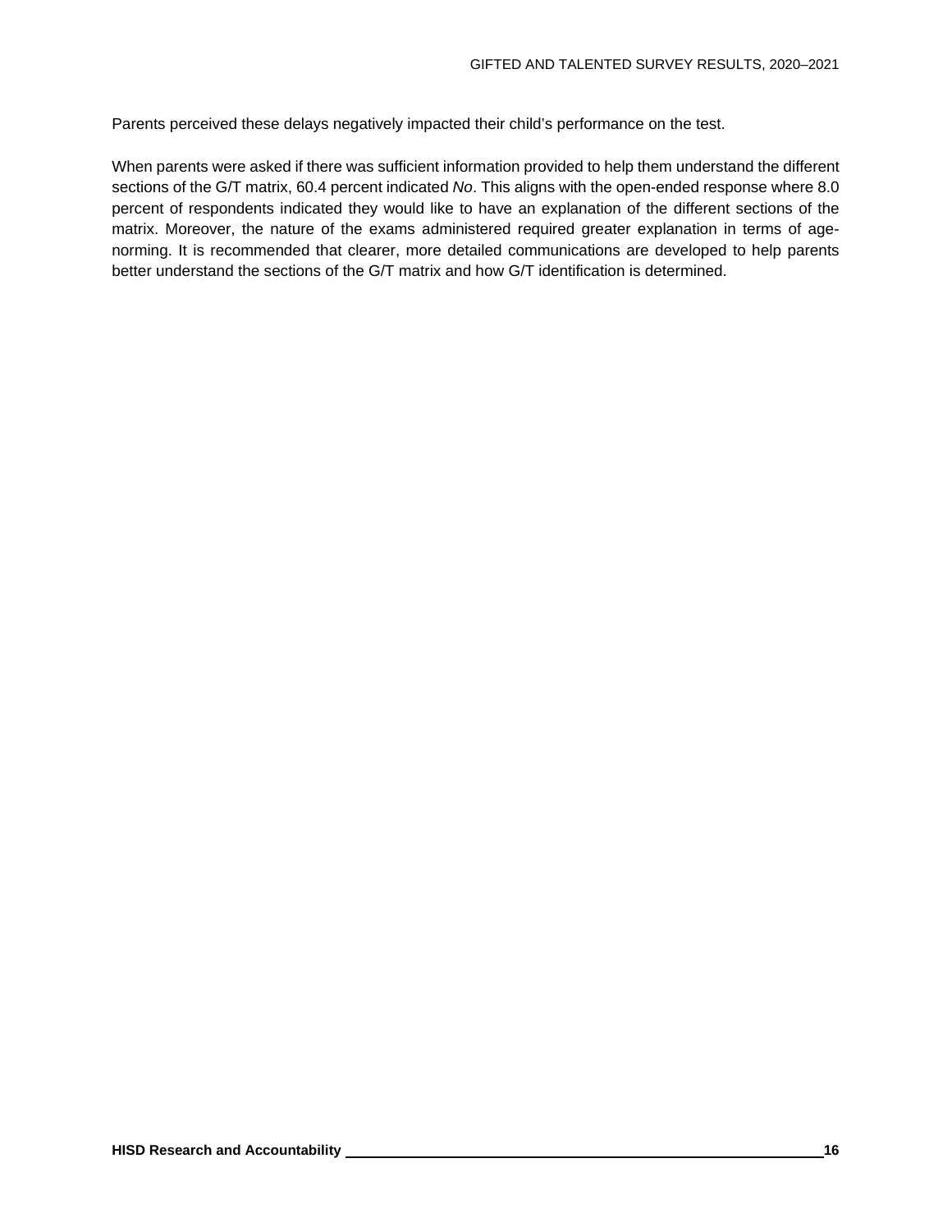Parents perceived these delays negatively impacted their child's performance on the test.

When parents were asked if there was sufficient information provided to help them understand the different sections of the G/T matrix, 60.4 percent indicated *No*. This aligns with the open-ended response where 8.0 percent of respondents indicated they would like to have an explanation of the different sections of the matrix. Moreover, the nature of the exams administered required greater explanation in terms of age-norming. It is recommended that clearer, more detailed communications are developed to help parents better understand the sections of the G/T matrix and how G/T identification is determined.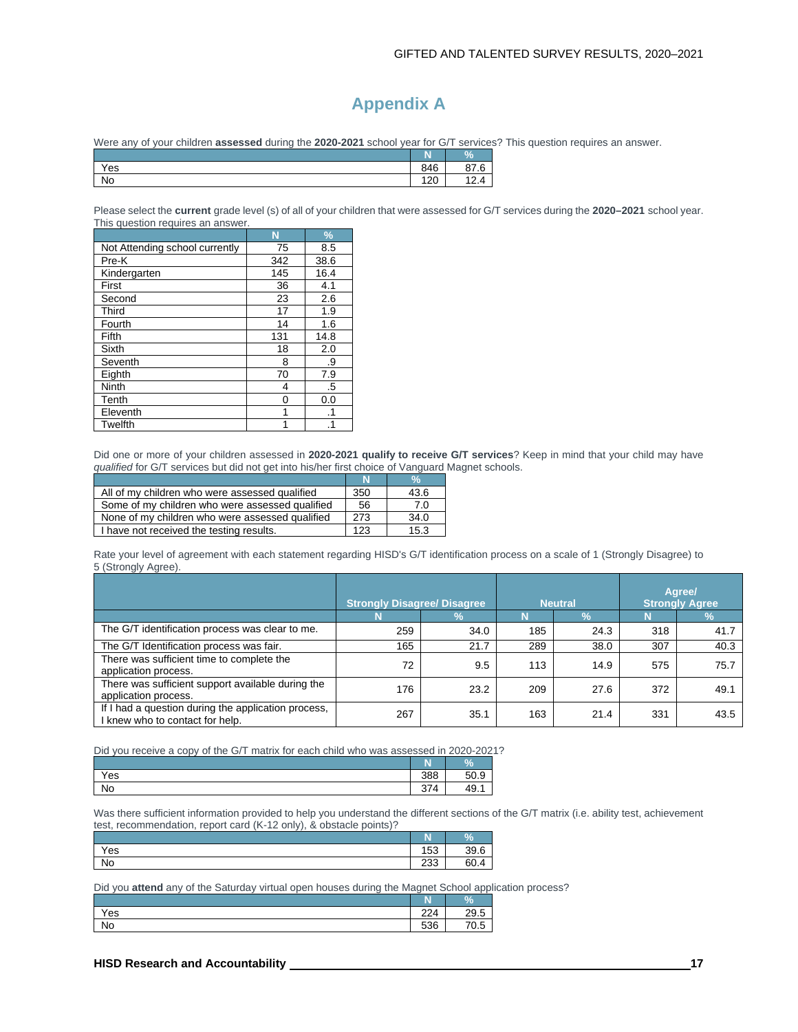# Appendix A

Were any of your children **assessed** during the **2020-2021** school year for G/T services? This question requires an answer.

| | N | % |
|---|---|---|
| Yes | 846 | 87.6 |
| No | 120 | 12.4 |

Please select the **current** grade level (s) of all of your children that were assessed for G/T services during the **2020–2021** school year. This question requires an answer.

| | N | % |
|---|---|---|
| Not Attending school currently | 75 | 8.5 |
| Pre-K | 342 | 38.6 |
| Kindergarten | 145 | 16.4 |
| First | 36 | 4.1 |
| Second | 23 | 2.6 |
| Third | 17 | 1.9 |
| Fourth | 14 | 1.6 |
| Fifth | 131 | 14.8 |
| Sixth | 18 | 2.0 |
| Seventh | 8 | .9 |
| Eighth | 70 | 7.9 |
| Ninth | 4 | .5 |
| Tenth | 0 | 0.0 |
| Eleventh | 1 | .1 |
| Twelfth | 1 | .1 |

Did one or more of your children assessed in **2020-2021 qualify to receive G/T services**? Keep in mind that your child may have *qualified* for G/T services but did not get into his/her first choice of Vanguard Magnet schools.

| | N | % |
|---|---|---|
| All of my children who were assessed qualified | 350 | 43.6 |
| Some of my children who were assessed qualified | 56 | 7.0 |
| None of my children who were assessed qualified | 273 | 34.0 |
| I have not received the testing results. | 123 | 15.3 |

Rate your level of agreement with each statement regarding HISD's G/T identification process on a scale of 1 (Strongly Disagree) to 5 (Strongly Agree).

| | Strongly Disagree/ Disagree | | Neutral | | Agree/ Strongly Agree | |
|---|---|---|---|---|---|---|
| | N | % | N | % | N | % |
| The G/T identification process was clear to me. | 259 | 34.0 | 185 | 24.3 | 318 | 41.7 |
| The G/T Identification process was fair. | 165 | 21.7 | 289 | 38.0 | 307 | 40.3 |
| There was sufficient time to complete the application process. | 72 | 9.5 | 113 | 14.9 | 575 | 75.7 |
| There was sufficient support available during the application process. | 176 | 23.2 | 209 | 27.6 | 372 | 49.1 |
| If I had a question during the application process, I knew who to contact for help. | 267 | 35.1 | 163 | 21.4 | 331 | 43.5 |

Did you receive a copy of the G/T matrix for each child who was assessed in 2020-2021?

| | N | % |
|---|---|---|
| Yes | 388 | 50.9 |
| No | 374 | 49.1 |

Was there sufficient information provided to help you understand the different sections of the G/T matrix (i.e. ability test, achievement test, recommendation, report card (K-12 only), & obstacle points)?

| | N | % |
|---|---|---|
| Yes | 153 | 39.6 |
| No | 233 | 60.4 |

Did you **attend** any of the Saturday virtual open houses during the Magnet School application process?

| | N | % |
|---|---|---|
| Yes | 224 | 29.5 |
| No | 536 | 70.5 |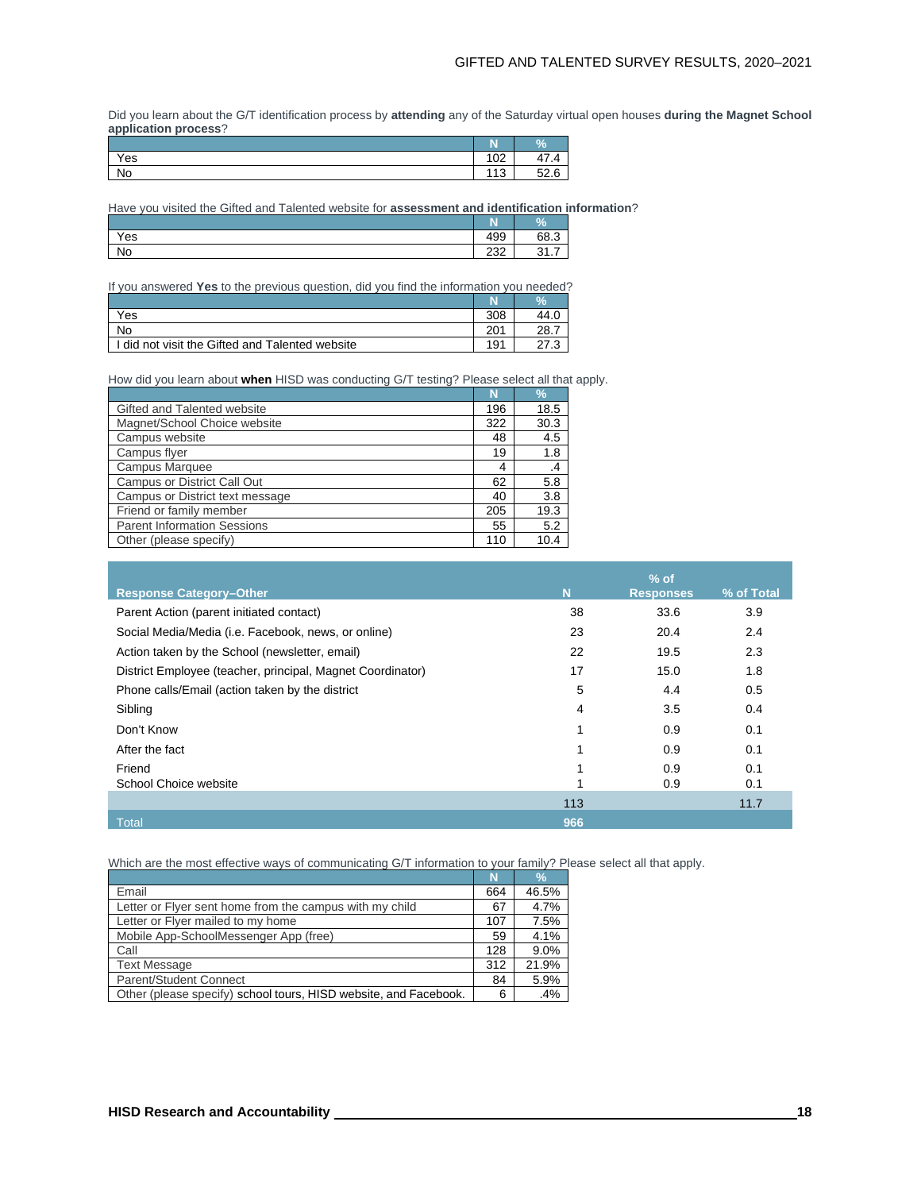Did you learn about the G/T identification process by **attending** any of the Saturday virtual open houses **during the Magnet School application process**?

| | N | % |
|---|---|---|
| Yes | 102 | 47.4 |
| No | 113 | 52.6 |

Have you visited the Gifted and Talented website for **assessment and identification information**?

| | N | % |
|---|---|---|
| Yes | 499 | 68.3 |
| No | 232 | 31.7 |

If you answered **Yes** to the previous question, did you find the information you needed?

| | N | % |
|---|---|---|
| Yes | 308 | 44.0 |
| No | 201 | 28.7 |
| I did not visit the Gifted and Talented website | 191 | 27.3 |

How did you learn about **when** HISD was conducting G/T testing? Please select all that apply.

| | N | % |
|---|---|---|
| Gifted and Talented website | 196 | 18.5 |
| Magnet/School Choice website | 322 | 30.3 |
| Campus website | 48 | 4.5 |
| Campus flyer | 19 | 1.8 |
| Campus Marquee | 4 | .4 |
| Campus or District Call Out | 62 | 5.8 |
| Campus or District text message | 40 | 3.8 |
| Friend or family member | 205 | 19.3 |
| Parent Information Sessions | 55 | 5.2 |
| Other (please specify) | 110 | 10.4 |

| Response Category–Other | N | % of Responses | % of Total |
|---|---|---|---|
| Parent Action (parent initiated contact) | 38 | 33.6 | 3.9 |
| Social Media/Media (i.e. Facebook, news, or online) | 23 | 20.4 | 2.4 |
| Action taken by the School (newsletter, email) | 22 | 19.5 | 2.3 |
| District Employee (teacher, principal, Magnet Coordinator) | 17 | 15.0 | 1.8 |
| Phone calls/Email (action taken by the district | 5 | 4.4 | 0.5 |
| Sibling | 4 | 3.5 | 0.4 |
| Don't Know | 1 | 0.9 | 0.1 |
| After the fact | 1 | 0.9 | 0.1 |
| Friend | 1 | 0.9 | 0.1 |
| School Choice website | 1 | 0.9 | 0.1 |
| | 113 | | 11.7 |
| Total | 966 | | |

Which are the most effective ways of communicating G/T information to your family? Please select all that apply.

| | N | % |
|---|---|---|
| Email | 664 | 46.5% |
| Letter or Flyer sent home from the campus with my child | 67 | 4.7% |
| Letter or Flyer mailed to my home | 107 | 7.5% |
| Mobile App-SchoolMessenger App (free) | 59 | 4.1% |
| Call | 128 | 9.0% |
| Text Message | 312 | 21.9% |
| Parent/Student Connect | 84 | 5.9% |
| Other (please specify) school tours, HISD website, and Facebook. | 6 | .4% |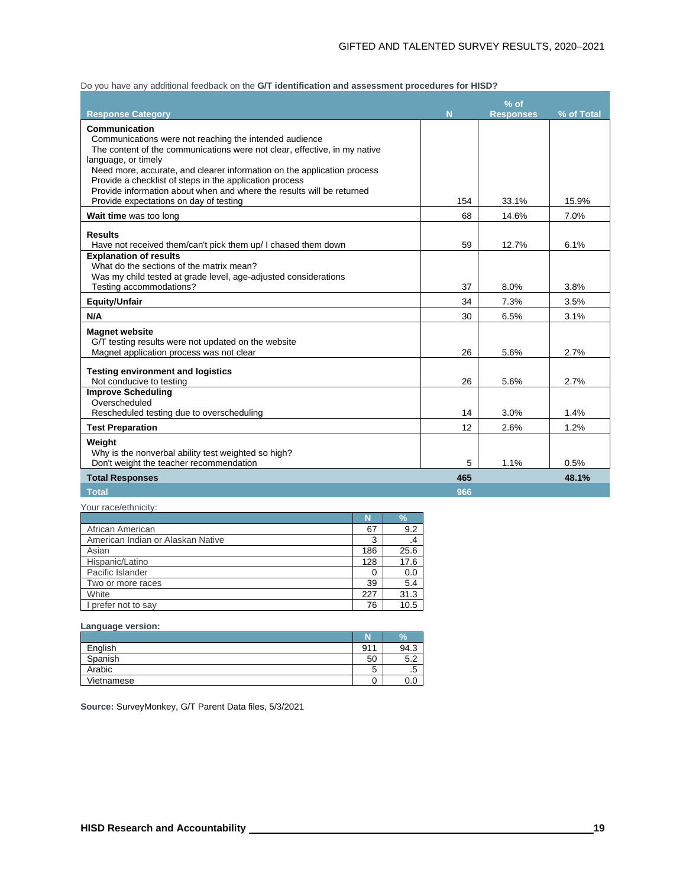Do you have any additional feedback on the **G/T identification and assessment procedures for HISD?**

| Response Category | N | % of Responses | % of Total |
|---|---|---|---|
| **Communication**<br>Communications were not reaching the intended audience<br>The content of the communications were not clear, effective, in my native language, or timely<br>Need more, accurate, and clearer information on the application process<br>Provide a checklist of steps in the application process<br>Provide information about when and where the results will be returned<br>Provide expectations on day of testing | 154 | 33.1% | 15.9% |
| **Wait time** was too long | 68 | 14.6% | 7.0% |
| **Results**<br>Have not received them/can't pick them up/ I chased them down | 59 | 12.7% | 6.1% |
| **Explanation of results**<br>What do the sections of the matrix mean?<br>Was my child tested at grade level, age-adjusted considerations<br>Testing accommodations? | 37 | 8.0% | 3.8% |
| **Equity/Unfair** | 34 | 7.3% | 3.5% |
| **N/A** | 30 | 6.5% | 3.1% |
| **Magnet website**<br>G/T testing results were not updated on the website<br>Magnet application process was not clear | 26 | 5.6% | 2.7% |
| **Testing environment and logistics**<br>Not conducive to testing | 26 | 5.6% | 2.7% |
| **Improve Scheduling**<br>Overscheduled<br>Rescheduled testing due to overscheduling | 14 | 3.0% | 1.4% |
| **Test Preparation** | 12 | 2.6% | 1.2% |
| **Weight**<br>Why is the nonverbal ability test weighted so high?<br>Don't weight the teacher recommendation | 5 | 1.1% | 0.5% |
| **Total Responses** | **465** | | **48.1%** |
| **Total** | **966** | | |

Your race/ethnicity:

| | N | % |
|---|---|---|
| African American | 67 | 9.2 |
| American Indian or Alaskan Native | 3 | .4 |
| Asian | 186 | 25.6 |
| Hispanic/Latino | 128 | 17.6 |
| Pacific Islander | 0 | 0.0 |
| Two or more races | 39 | 5.4 |
| White | 227 | 31.3 |
| I prefer not to say | 76 | 10.5 |

**Language version:**

| | N | % |
|---|---|---|
| English | 911 | 94.3 |
| Spanish | 50 | 5.2 |
| Arabic | 5 | .5 |
| Vietnamese | 0 | 0.0 |

**Source:** SurveyMonkey, G/T Parent Data files, 5/3/2021